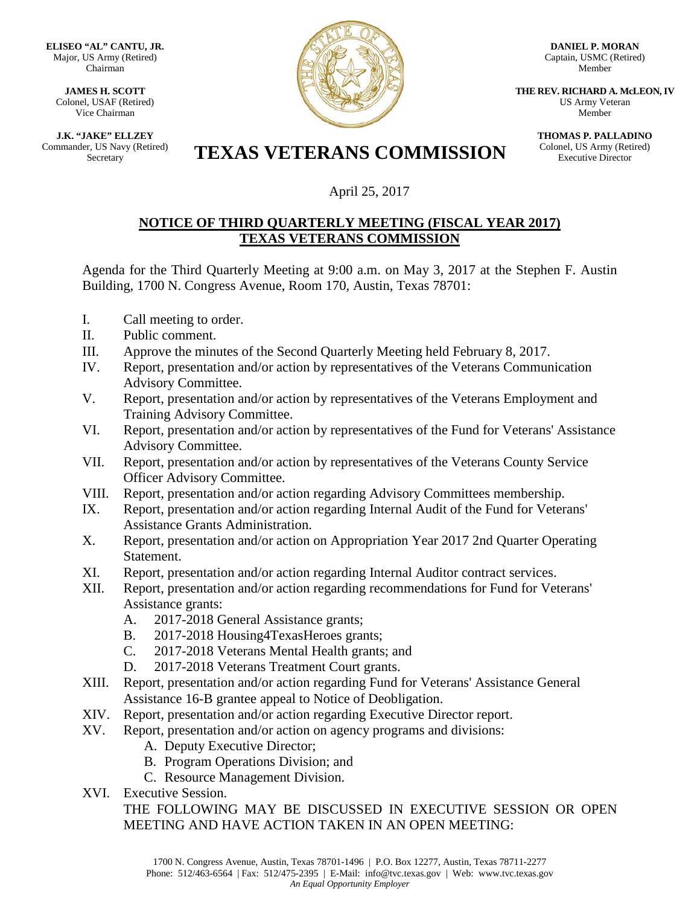**ELISEO "AL" CANTU, JR.**
Major, US Army (Retired)
Chairman

**JAMES H. SCOTT**
Colonel, USAF (Retired)
Vice Chairman

**J.K. "JAKE" ELLZEY**
Commander, US Navy (Retired)
Secretary

**DANIEL P. MORAN**
Captain, USMC (Retired)
Member

**THE REV. RICHARD A. McLEON, IV**
US Army Veteran
Member

**THOMAS P. PALLADINO**
Colonel, US Army (Retired)
Executive Director

# TEXAS VETERANS COMMISSION

April 25, 2017

## NOTICE OF THIRD QUARTERLY MEETING (FISCAL YEAR 2017) TEXAS VETERANS COMMISSION

Agenda for the Third Quarterly Meeting at 9:00 a.m. on May 3, 2017 at the Stephen F. Austin Building, 1700 N. Congress Avenue, Room 170, Austin, Texas 78701:

I. Call meeting to order.
II. Public comment.
III. Approve the minutes of the Second Quarterly Meeting held February 8, 2017.
IV. Report, presentation and/or action by representatives of the Veterans Communication Advisory Committee.
V. Report, presentation and/or action by representatives of the Veterans Employment and Training Advisory Committee.
VI. Report, presentation and/or action by representatives of the Fund for Veterans' Assistance Advisory Committee.
VII. Report, presentation and/or action by representatives of the Veterans County Service Officer Advisory Committee.
VIII. Report, presentation and/or action regarding Advisory Committees membership.
IX. Report, presentation and/or action regarding Internal Audit of the Fund for Veterans' Assistance Grants Administration.
X. Report, presentation and/or action on Appropriation Year 2017 2nd Quarter Operating Statement.
XI. Report, presentation and/or action regarding Internal Auditor contract services.
XII. Report, presentation and/or action regarding recommendations for Fund for Veterans' Assistance grants:
    A. 2017-2018 General Assistance grants;
    B. 2017-2018 Housing4TexasHeroes grants;
    C. 2017-2018 Veterans Mental Health grants; and
    D. 2017-2018 Veterans Treatment Court grants.
XIII. Report, presentation and/or action regarding Fund for Veterans' Assistance General Assistance 16-B grantee appeal to Notice of Deobligation.
XIV. Report, presentation and/or action regarding Executive Director report.
XV. Report, presentation and/or action on agency programs and divisions:
    A. Deputy Executive Director;
    B. Program Operations Division; and
    C. Resource Management Division.
XVI. Executive Session.
THE FOLLOWING MAY BE DISCUSSED IN EXECUTIVE SESSION OR OPEN MEETING AND HAVE ACTION TAKEN IN AN OPEN MEETING:

1700 N. Congress Avenue, Austin, Texas 78701-1496 | P.O. Box 12277, Austin, Texas 78711-2277
Phone: 512/463-6564 | Fax: 512/475-2395 | E-Mail: info@tvc.texas.gov | Web: www.tvc.texas.gov
*An Equal Opportunity Employer*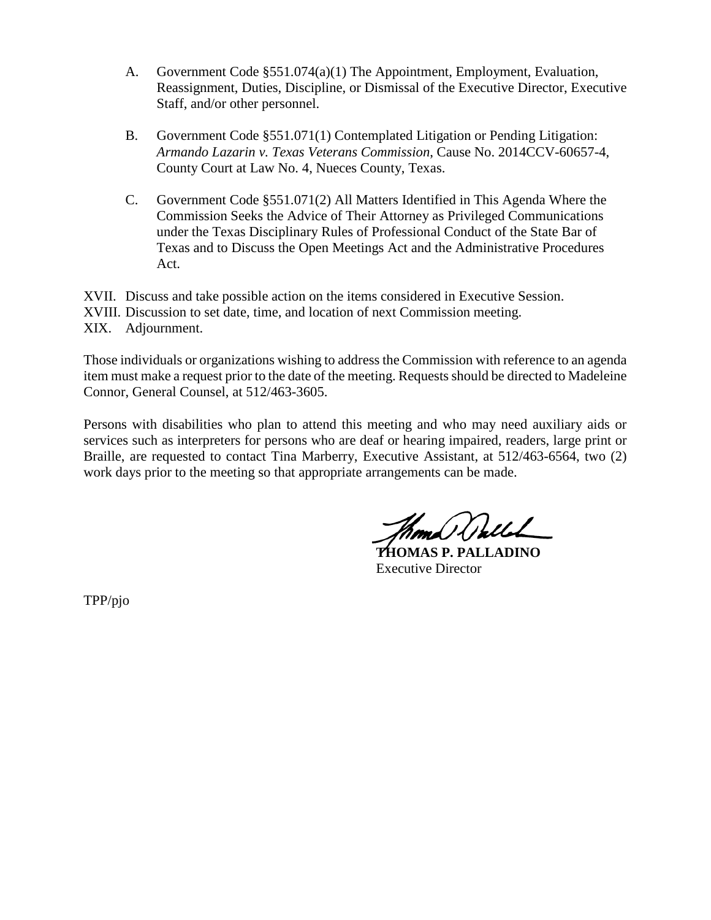A. Government Code §551.074(a)(1) The Appointment, Employment, Evaluation, Reassignment, Duties, Discipline, or Dismissal of the Executive Director, Executive Staff, and/or other personnel.

B. Government Code §551.071(1) Contemplated Litigation or Pending Litigation: *Armando Lazarin v. Texas Veterans Commission*, Cause No. 2014CCV-60657-4, County Court at Law No. 4, Nueces County, Texas.

C. Government Code §551.071(2) All Matters Identified in This Agenda Where the Commission Seeks the Advice of Their Attorney as Privileged Communications under the Texas Disciplinary Rules of Professional Conduct of the State Bar of Texas and to Discuss the Open Meetings Act and the Administrative Procedures Act.

XVII. Discuss and take possible action on the items considered in Executive Session.
XVIII. Discussion to set date, time, and location of next Commission meeting.
XIX. Adjournment.

Those individuals or organizations wishing to address the Commission with reference to an agenda item must make a request prior to the date of the meeting. Requests should be directed to Madeleine Connor, General Counsel, at 512/463-3605.

Persons with disabilities who plan to attend this meeting and who may need auxiliary aids or services such as interpreters for persons who are deaf or hearing impaired, readers, large print or Braille, are requested to contact Tina Marberry, Executive Assistant, at 512/463-6564, two (2) work days prior to the meeting so that appropriate arrangements can be made.

**THOMAS P. PALLADINO**
Executive Director

TPP/pjo